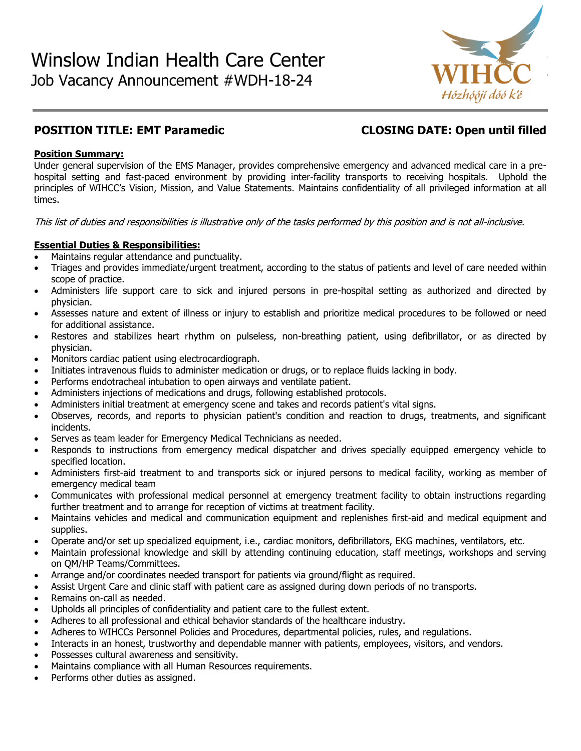# Winslow Indian Health Care Center

Job Vacancy Announcement #WDH-18-24

WIHCC
Hózhóójí dóó k'é

**POSITION TITLE: EMT Paramedic** **CLOSING DATE: Open until filled**

**Position Summary:**

Under general supervision of the EMS Manager, provides comprehensive emergency and advanced medical care in a pre-hospital setting and fast-paced environment by providing inter-facility transports to receiving hospitals. Uphold the principles of WIHCC's Vision, Mission, and Value Statements. Maintains confidentiality of all privileged information at all times.

*This list of duties and responsibilities is illustrative only of the tasks performed by this position and is not all-inclusive.*

**Essential Duties & Responsibilities:**

- Maintains regular attendance and punctuality.
- Triages and provides immediate/urgent treatment, according to the status of patients and level of care needed within scope of practice.
- Administers life support care to sick and injured persons in pre-hospital setting as authorized and directed by physician.
- Assesses nature and extent of illness or injury to establish and prioritize medical procedures to be followed or need for additional assistance.
- Restores and stabilizes heart rhythm on pulseless, non-breathing patient, using defibrillator, or as directed by physician.
- Monitors cardiac patient using electrocardiograph.
- Initiates intravenous fluids to administer medication or drugs, or to replace fluids lacking in body.
- Performs endotracheal intubation to open airways and ventilate patient.
- Administers injections of medications and drugs, following established protocols.
- Administers initial treatment at emergency scene and takes and records patient's vital signs.
- Observes, records, and reports to physician patient's condition and reaction to drugs, treatments, and significant incidents.
- Serves as team leader for Emergency Medical Technicians as needed.
- Responds to instructions from emergency medical dispatcher and drives specially equipped emergency vehicle to specified location.
- Administers first-aid treatment to and transports sick or injured persons to medical facility, working as member of emergency medical team
- Communicates with professional medical personnel at emergency treatment facility to obtain instructions regarding further treatment and to arrange for reception of victims at treatment facility.
- Maintains vehicles and medical and communication equipment and replenishes first-aid and medical equipment and supplies.
- Operate and/or set up specialized equipment, i.e., cardiac monitors, defibrillators, EKG machines, ventilators, etc.
- Maintain professional knowledge and skill by attending continuing education, staff meetings, workshops and serving on QM/HP Teams/Committees.
- Arrange and/or coordinates needed transport for patients via ground/flight as required.
- Assist Urgent Care and clinic staff with patient care as assigned during down periods of no transports.
- Remains on-call as needed.
- Upholds all principles of confidentiality and patient care to the fullest extent.
- Adheres to all professional and ethical behavior standards of the healthcare industry.
- Adheres to WIHCCs Personnel Policies and Procedures, departmental policies, rules, and regulations.
- Interacts in an honest, trustworthy and dependable manner with patients, employees, visitors, and vendors.
- Possesses cultural awareness and sensitivity.
- Maintains compliance with all Human Resources requirements.
- Performs other duties as assigned.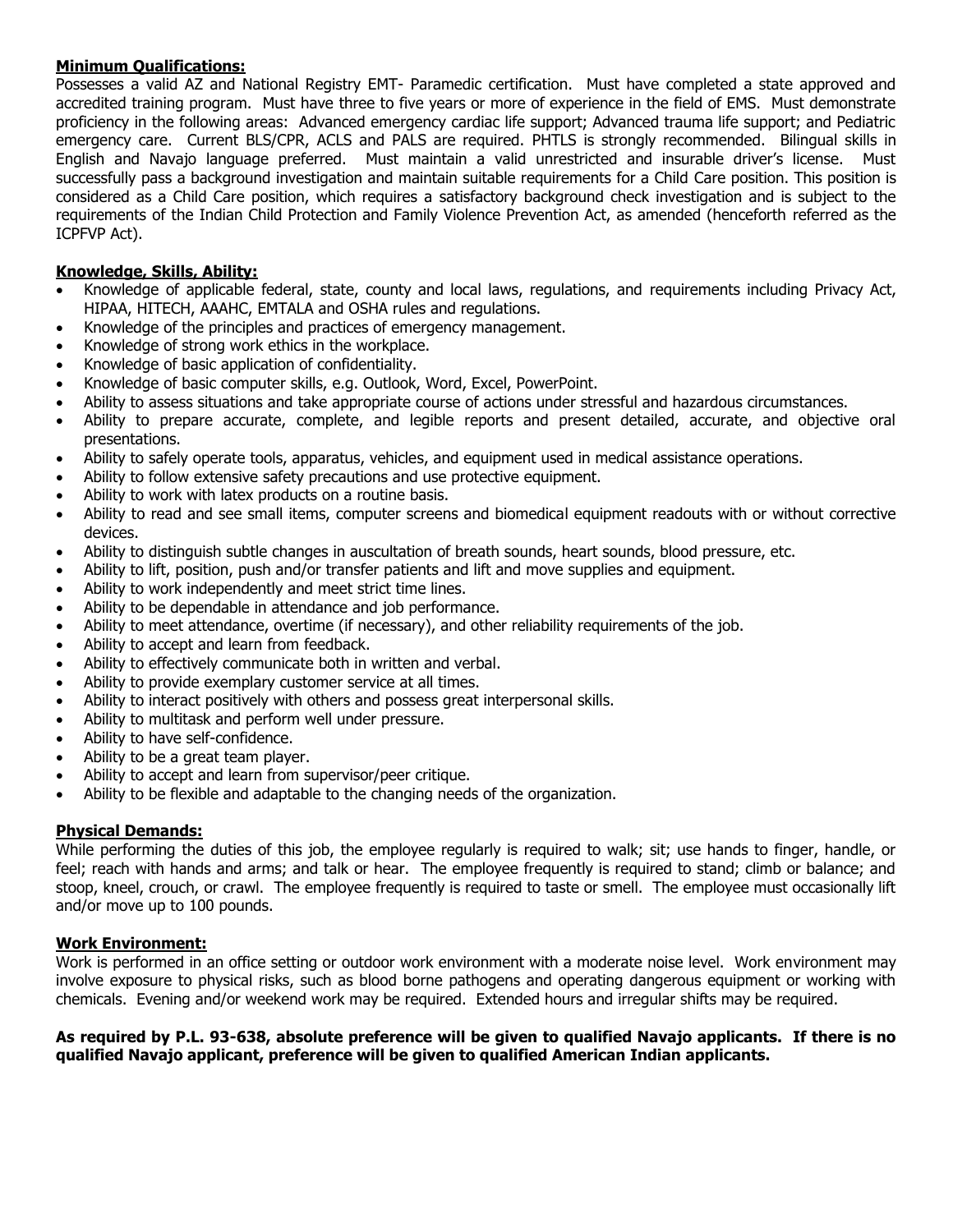**Minimum Qualifications:**

Possesses a valid AZ and National Registry EMT- Paramedic certification. Must have completed a state approved and accredited training program. Must have three to five years or more of experience in the field of EMS. Must demonstrate proficiency in the following areas: Advanced emergency cardiac life support; Advanced trauma life support; and Pediatric emergency care. Current BLS/CPR, ACLS and PALS are required. PHTLS is strongly recommended. Bilingual skills in English and Navajo language preferred. Must maintain a valid unrestricted and insurable driver's license. Must successfully pass a background investigation and maintain suitable requirements for a Child Care position. This position is considered as a Child Care position, which requires a satisfactory background check investigation and is subject to the requirements of the Indian Child Protection and Family Violence Prevention Act, as amended (henceforth referred as the ICPFVP Act).

**Knowledge, Skills, Ability:**

- Knowledge of applicable federal, state, county and local laws, regulations, and requirements including Privacy Act, HIPAA, HITECH, AAAHC, EMTALA and OSHA rules and regulations.
- Knowledge of the principles and practices of emergency management.
- Knowledge of strong work ethics in the workplace.
- Knowledge of basic application of confidentiality.
- Knowledge of basic computer skills, e.g. Outlook, Word, Excel, PowerPoint.
- Ability to assess situations and take appropriate course of actions under stressful and hazardous circumstances.
- Ability to prepare accurate, complete, and legible reports and present detailed, accurate, and objective oral presentations.
- Ability to safely operate tools, apparatus, vehicles, and equipment used in medical assistance operations.
- Ability to follow extensive safety precautions and use protective equipment.
- Ability to work with latex products on a routine basis.
- Ability to read and see small items, computer screens and biomedical equipment readouts with or without corrective devices.
- Ability to distinguish subtle changes in auscultation of breath sounds, heart sounds, blood pressure, etc.
- Ability to lift, position, push and/or transfer patients and lift and move supplies and equipment.
- Ability to work independently and meet strict time lines.
- Ability to be dependable in attendance and job performance.
- Ability to meet attendance, overtime (if necessary), and other reliability requirements of the job.
- Ability to accept and learn from feedback.
- Ability to effectively communicate both in written and verbal.
- Ability to provide exemplary customer service at all times.
- Ability to interact positively with others and possess great interpersonal skills.
- Ability to multitask and perform well under pressure.
- Ability to have self-confidence.
- Ability to be a great team player.
- Ability to accept and learn from supervisor/peer critique.
- Ability to be flexible and adaptable to the changing needs of the organization.

**Physical Demands:**

While performing the duties of this job, the employee regularly is required to walk; sit; use hands to finger, handle, or feel; reach with hands and arms; and talk or hear. The employee frequently is required to stand; climb or balance; and stoop, kneel, crouch, or crawl. The employee frequently is required to taste or smell. The employee must occasionally lift and/or move up to 100 pounds.

**Work Environment:**

Work is performed in an office setting or outdoor work environment with a moderate noise level. Work environment may involve exposure to physical risks, such as blood borne pathogens and operating dangerous equipment or working with chemicals. Evening and/or weekend work may be required. Extended hours and irregular shifts may be required.

**As required by P.L. 93-638, absolute preference will be given to qualified Navajo applicants. If there is no qualified Navajo applicant, preference will be given to qualified American Indian applicants.**